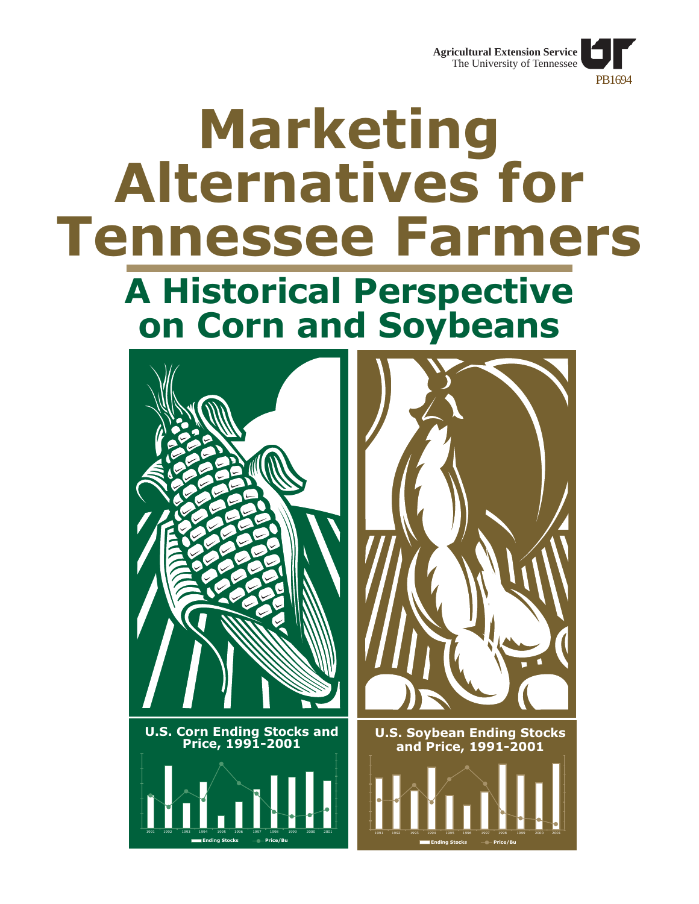Agricultural Extension Service
The University of Tennessee
PB1694

# Marketing Alternatives for Tennessee Farmers

## A Historical Perspective on Corn and Soybeans

U.S. Corn Ending Stocks and Price, 1991-2001

U.S. Soybean Ending Stocks and Price, 1991-2001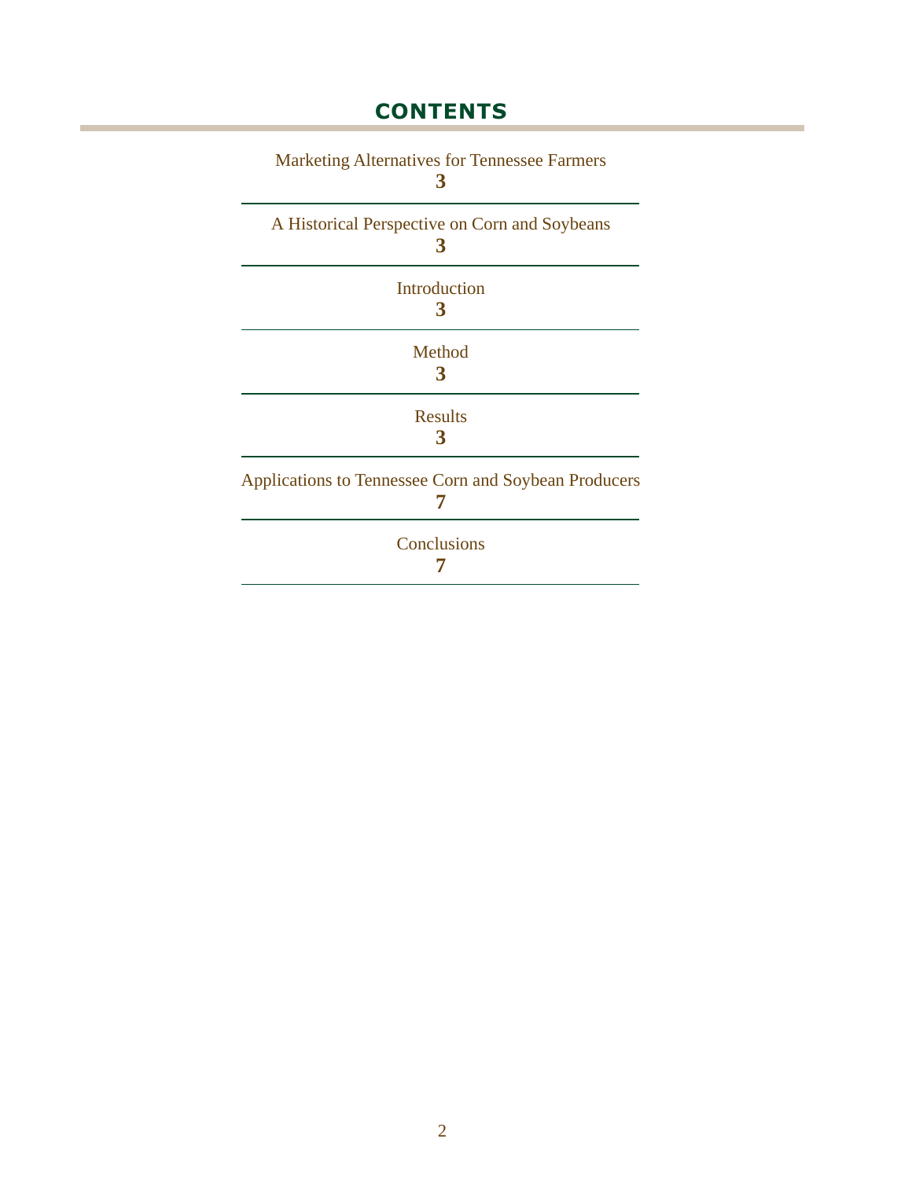## CONTENTS

| | |
|---|---|
| Marketing Alternatives for Tennessee Farmers | **3** |
| A Historical Perspective on Corn and Soybeans | **3** |
| Introduction | **3** |
| Method | **3** |
| Results | **3** |
| Applications to Tennessee Corn and Soybean Producers | **7** |
| Conclusions | **7** |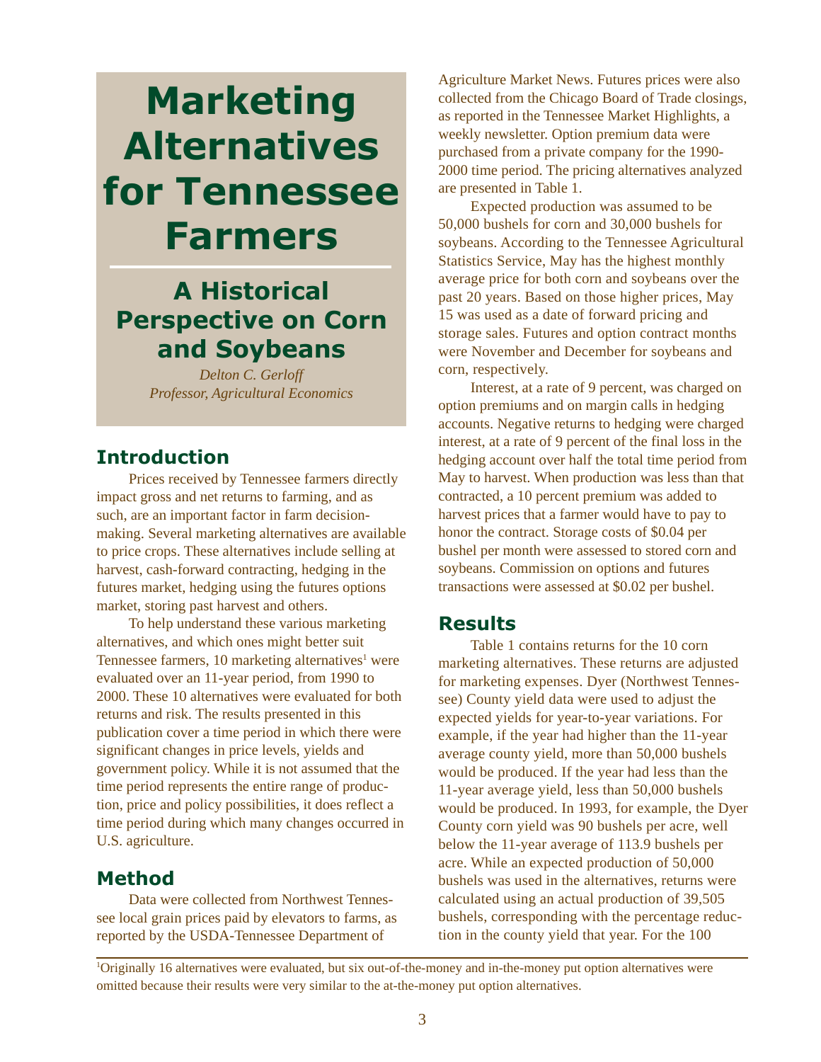# Marketing Alternatives for Tennessee Farmers

## A Historical Perspective on Corn and Soybeans

*Delton C. Gerloff*
*Professor, Agricultural Economics*

## Introduction

Prices received by Tennessee farmers directly impact gross and net returns to farming, and as such, are an important factor in farm decision-making. Several marketing alternatives are available to price crops. These alternatives include selling at harvest, cash-forward contracting, hedging in the futures market, hedging using the futures options market, storing past harvest and others.

To help understand these various marketing alternatives, and which ones might better suit Tennessee farmers, 10 marketing alternatives[1] were evaluated over an 11-year period, from 1990 to 2000. These 10 alternatives were evaluated for both returns and risk. The results presented in this publication cover a time period in which there were significant changes in price levels, yields and government policy. While it is not assumed that the time period represents the entire range of production, price and policy possibilities, it does reflect a time period during which many changes occurred in U.S. agriculture.

## Method

Data were collected from Northwest Tennessee local grain prices paid by elevators to farms, as reported by the USDA-Tennessee Department of Agriculture Market News. Futures prices were also collected from the Chicago Board of Trade closings, as reported in the Tennessee Market Highlights, a weekly newsletter. Option premium data were purchased from a private company for the 1990-2000 time period. The pricing alternatives analyzed are presented in Table 1.

Expected production was assumed to be 50,000 bushels for corn and 30,000 bushels for soybeans. According to the Tennessee Agricultural Statistics Service, May has the highest monthly average price for both corn and soybeans over the past 20 years. Based on those higher prices, May 15 was used as a date of forward pricing and storage sales. Futures and option contract months were November and December for soybeans and corn, respectively.

Interest, at a rate of 9 percent, was charged on option premiums and on margin calls in hedging accounts. Negative returns to hedging were charged interest, at a rate of 9 percent of the final loss in the hedging account over half the total time period from May to harvest. When production was less than that contracted, a 10 percent premium was added to harvest prices that a farmer would have to pay to honor the contract. Storage costs of $0.04 per bushel per month were assessed to stored corn and soybeans. Commission on options and futures transactions were assessed at $0.02 per bushel.

## Results

Table 1 contains returns for the 10 corn marketing alternatives. These returns are adjusted for marketing expenses. Dyer (Northwest Tennessee) County yield data were used to adjust the expected yields for year-to-year variations. For example, if the year had higher than the 11-year average county yield, more than 50,000 bushels would be produced. If the year had less than the 11-year average yield, less than 50,000 bushels would be produced. In 1993, for example, the Dyer County corn yield was 90 bushels per acre, well below the 11-year average of 113.9 bushels per acre. While an expected production of 50,000 bushels was used in the alternatives, returns were calculated using an actual production of 39,505 bushels, corresponding with the percentage reduction in the county yield that year. For the 100

[1]Originally 16 alternatives were evaluated, but six out-of-the-money and in-the-money put option alternatives were omitted because their results were very similar to the at-the-money put option alternatives.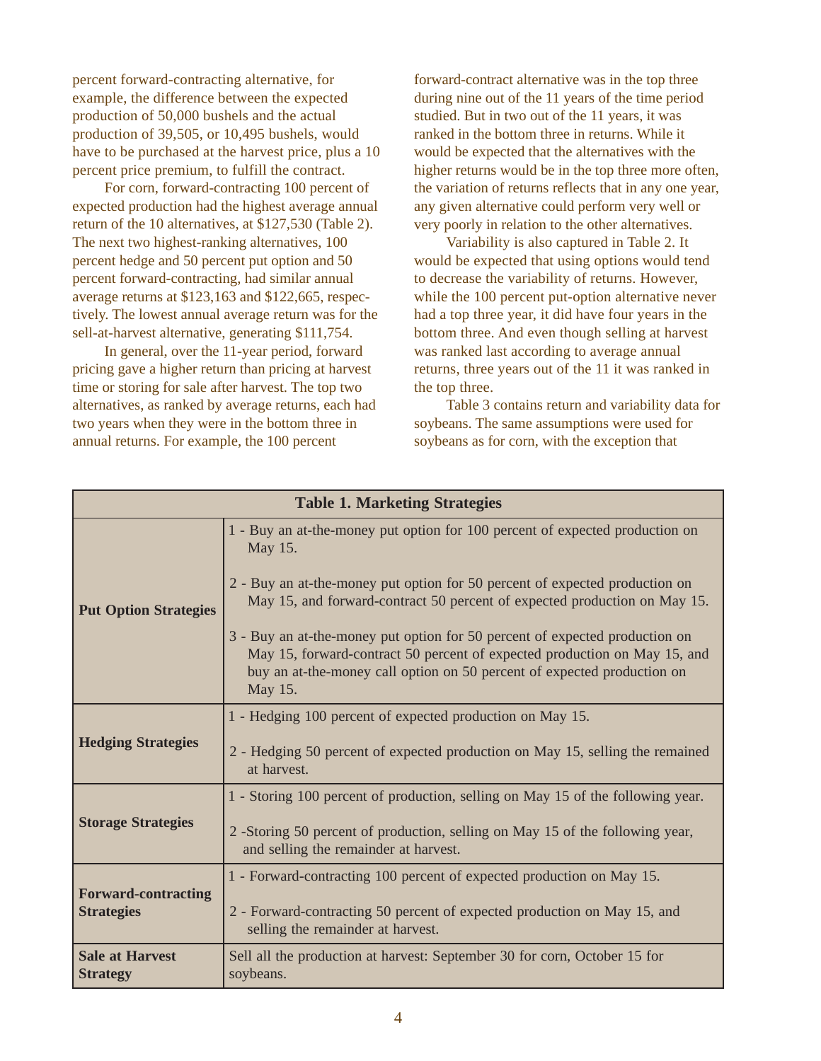percent forward-contracting alternative, for example, the difference between the expected production of 50,000 bushels and the actual production of 39,505, or 10,495 bushels, would have to be purchased at the harvest price, plus a 10 percent price premium, to fulfill the contract.

For corn, forward-contracting 100 percent of expected production had the highest average annual return of the 10 alternatives, at $127,530 (Table 2). The next two highest-ranking alternatives, 100 percent hedge and 50 percent put option and 50 percent forward-contracting, had similar annual average returns at $123,163 and $122,665, respectively. The lowest annual average return was for the sell-at-harvest alternative, generating $111,754.

In general, over the 11-year period, forward pricing gave a higher return than pricing at harvest time or storing for sale after harvest. The top two alternatives, as ranked by average returns, each had two years when they were in the bottom three in annual returns. For example, the 100 percent forward-contract alternative was in the top three during nine out of the 11 years of the time period studied. But in two out of the 11 years, it was ranked in the bottom three in returns. While it would be expected that the alternatives with the higher returns would be in the top three more often, the variation of returns reflects that in any one year, any given alternative could perform very well or very poorly in relation to the other alternatives.

Variability is also captured in Table 2. It would be expected that using options would tend to decrease the variability of returns. However, while the 100 percent put-option alternative never had a top three year, it did have four years in the bottom three. And even though selling at harvest was ranked last according to average annual returns, three years out of the 11 it was ranked in the top three.

Table 3 contains return and variability data for soybeans. The same assumptions were used for soybeans as for corn, with the exception that

| Table 1. Marketing Strategies | |
|---|---|
| **Put Option Strategies** | 1 - Buy an at-the-money put option for 100 percent of expected production on May 15.<br><br>2 - Buy an at-the-money put option for 50 percent of expected production on May 15, and forward-contract 50 percent of expected production on May 15.<br><br>3 - Buy an at-the-money put option for 50 percent of expected production on May 15, forward-contract 50 percent of expected production on May 15, and buy an at-the-money call option on 50 percent of expected production on May 15. |
| **Hedging Strategies** | 1 - Hedging 100 percent of expected production on May 15.<br><br>2 - Hedging 50 percent of expected production on May 15, selling the remained at harvest. |
| **Storage Strategies** | 1 - Storing 100 percent of production, selling on May 15 of the following year.<br><br>2 -Storing 50 percent of production, selling on May 15 of the following year, and selling the remainder at harvest. |
| **Forward-contracting Strategies** | 1 - Forward-contracting 100 percent of expected production on May 15.<br><br>2 - Forward-contracting 50 percent of expected production on May 15, and selling the remainder at harvest. |
| **Sale at Harvest Strategy** | Sell all the production at harvest: September 30 for corn, October 15 for soybeans. |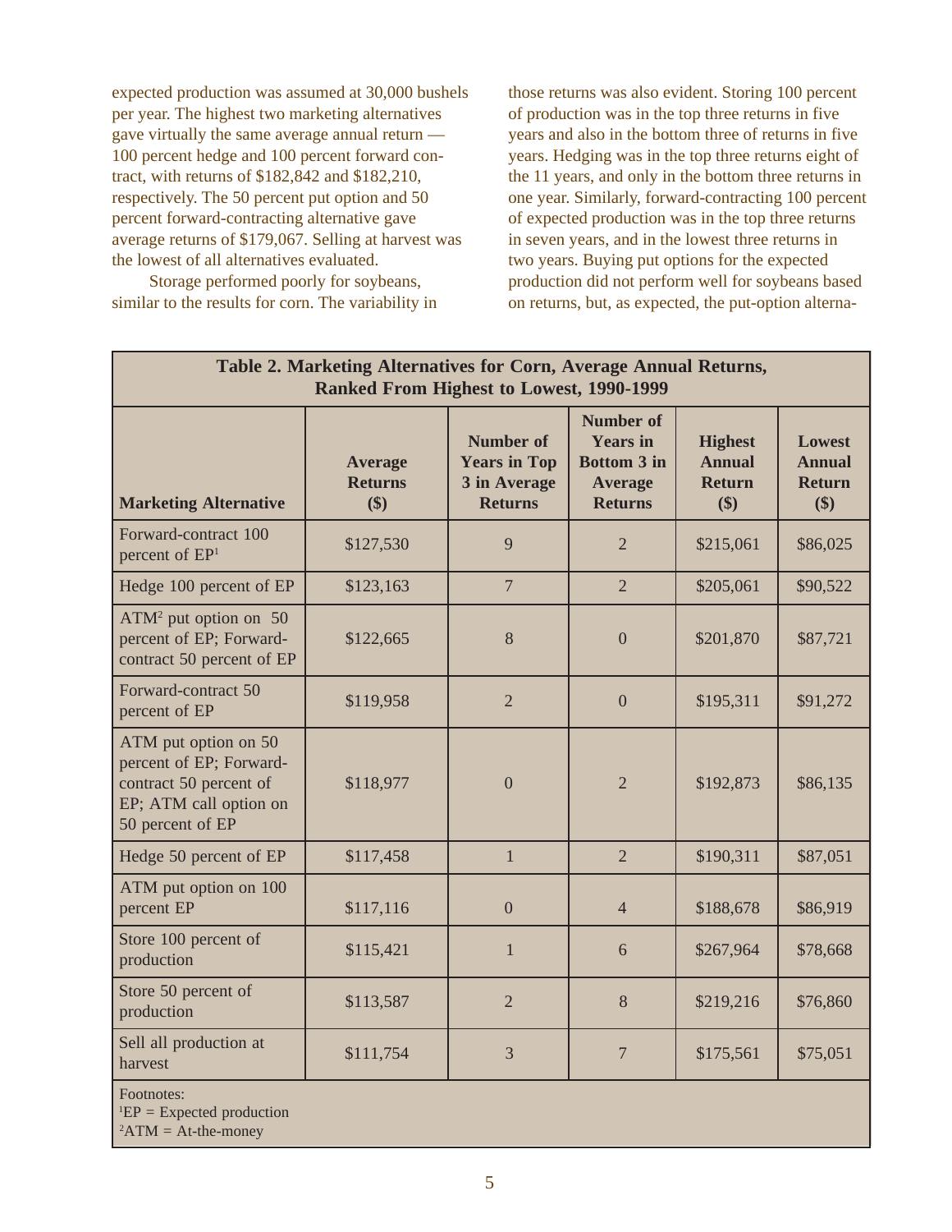expected production was assumed at 30,000 bushels per year. The highest two marketing alternatives gave virtually the same average annual return — 100 percent hedge and 100 percent forward contract, with returns of $182,842 and $182,210, respectively. The 50 percent put option and 50 percent forward-contracting alternative gave average returns of $179,067. Selling at harvest was the lowest of all alternatives evaluated.

Storage performed poorly for soybeans, similar to the results for corn. The variability in those returns was also evident. Storing 100 percent of production was in the top three returns in five years and also in the bottom three of returns in five years. Hedging was in the top three returns eight of the 11 years, and only in the bottom three returns in one year. Similarly, forward-contracting 100 percent of expected production was in the top three returns in seven years, and in the lowest three returns in two years. Buying put options for the expected production did not perform well for soybeans based on returns, but, as expected, the put-option alterna-

**Table 2. Marketing Alternatives for Corn, Average Annual Returns, Ranked From Highest to Lowest, 1990-1999**

| Marketing Alternative | Average Returns ($) | Number of Years in Top 3 in Average Returns | Number of Years in Bottom 3 in Average Returns | Highest Annual Return ($) | Lowest Annual Return ($) |
|---|---|---|---|---|---|
| Forward-contract 100 percent of EP[1] | $127,530 | 9 | 2 | $215,061 | $86,025 |
| Hedge 100 percent of EP | $123,163 | 7 | 2 | $205,061 | $90,522 |
| ATM[2] put option on 50 percent of EP; Forward-contract 50 percent of EP | $122,665 | 8 | 0 | $201,870 | $87,721 |
| Forward-contract 50 percent of EP | $119,958 | 2 | 0 | $195,311 | $91,272 |
| ATM put option on 50 percent of EP; Forward-contract 50 percent of EP; ATM call option on 50 percent of EP | $118,977 | 0 | 2 | $192,873 | $86,135 |
| Hedge 50 percent of EP | $117,458 | 1 | 2 | $190,311 | $87,051 |
| ATM put option on 100 percent EP | $117,116 | 0 | 4 | $188,678 | $86,919 |
| Store 100 percent of production | $115,421 | 1 | 6 | $267,964 | $78,668 |
| Store 50 percent of production | $113,587 | 2 | 8 | $219,216 | $76,860 |
| Sell all production at harvest | $111,754 | 3 | 7 | $175,561 | $75,051 |

Footnotes:
[1]EP = Expected production
[2]ATM = At-the-money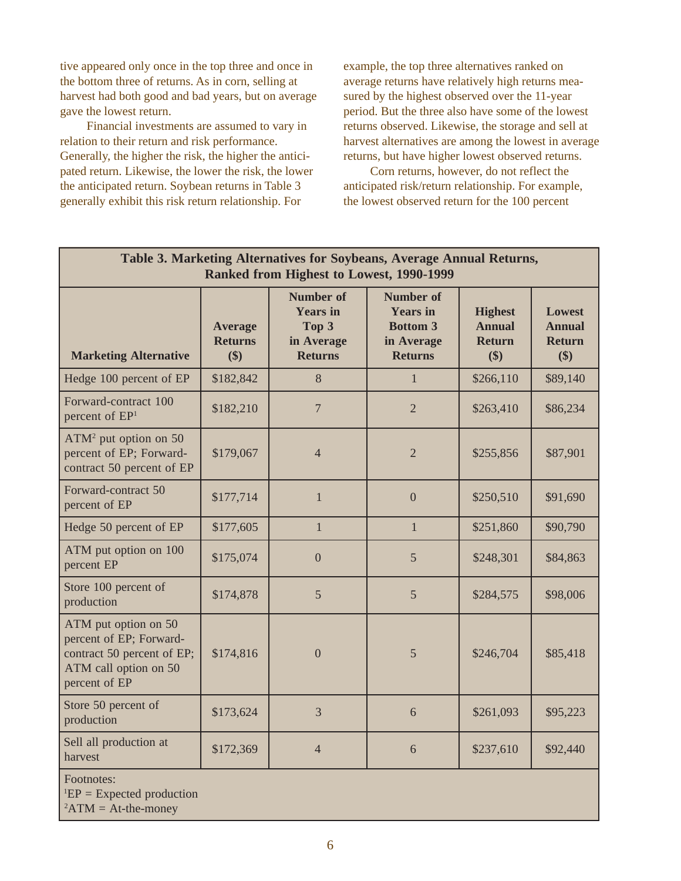tive appeared only once in the top three and once in the bottom three of returns. As in corn, selling at harvest had both good and bad years, but on average gave the lowest return.

Financial investments are assumed to vary in relation to their return and risk performance. Generally, the higher the risk, the higher the anticipated return. Likewise, the lower the risk, the lower the anticipated return. Soybean returns in Table 3 generally exhibit this risk return relationship. For example, the top three alternatives ranked on average returns have relatively high returns measured by the highest observed over the 11-year period. But the three also have some of the lowest returns observed. Likewise, the storage and sell at harvest alternatives are among the lowest in average returns, but have higher lowest observed returns.

Corn returns, however, do not reflect the anticipated risk/return relationship. For example, the lowest observed return for the 100 percent

**Table 3. Marketing Alternatives for Soybeans, Average Annual Returns, Ranked from Highest to Lowest, 1990-1999**

| Marketing Alternative | Average Returns ($) | Number of Years in Top 3 in Average Returns | Number of Years in Bottom 3 in Average Returns | Highest Annual Return ($) | Lowest Annual Return ($) |
|---|---|---|---|---|---|
| Hedge 100 percent of EP | $182,842 | 8 | 1 | $266,110 | $89,140 |
| Forward-contract 100 percent of EP[1] | $182,210 | 7 | 2 | $263,410 | $86,234 |
| ATM[2] put option on 50 percent of EP; Forward-contract 50 percent of EP | $179,067 | 4 | 2 | $255,856 | $87,901 |
| Forward-contract 50 percent of EP | $177,714 | 1 | 0 | $250,510 | $91,690 |
| Hedge 50 percent of EP | $177,605 | 1 | 1 | $251,860 | $90,790 |
| ATM put option on 100 percent EP | $175,074 | 0 | 5 | $248,301 | $84,863 |
| Store 100 percent of production | $174,878 | 5 | 5 | $284,575 | $98,006 |
| ATM put option on 50 percent of EP; Forward-contract 50 percent of EP; ATM call option on 50 percent of EP | $174,816 | 0 | 5 | $246,704 | $85,418 |
| Store 50 percent of production | $173,624 | 3 | 6 | $261,093 | $95,223 |
| Sell all production at harvest | $172,369 | 4 | 6 | $237,610 | $92,440 |

Footnotes:
[1]EP = Expected production
[2]ATM = At-the-money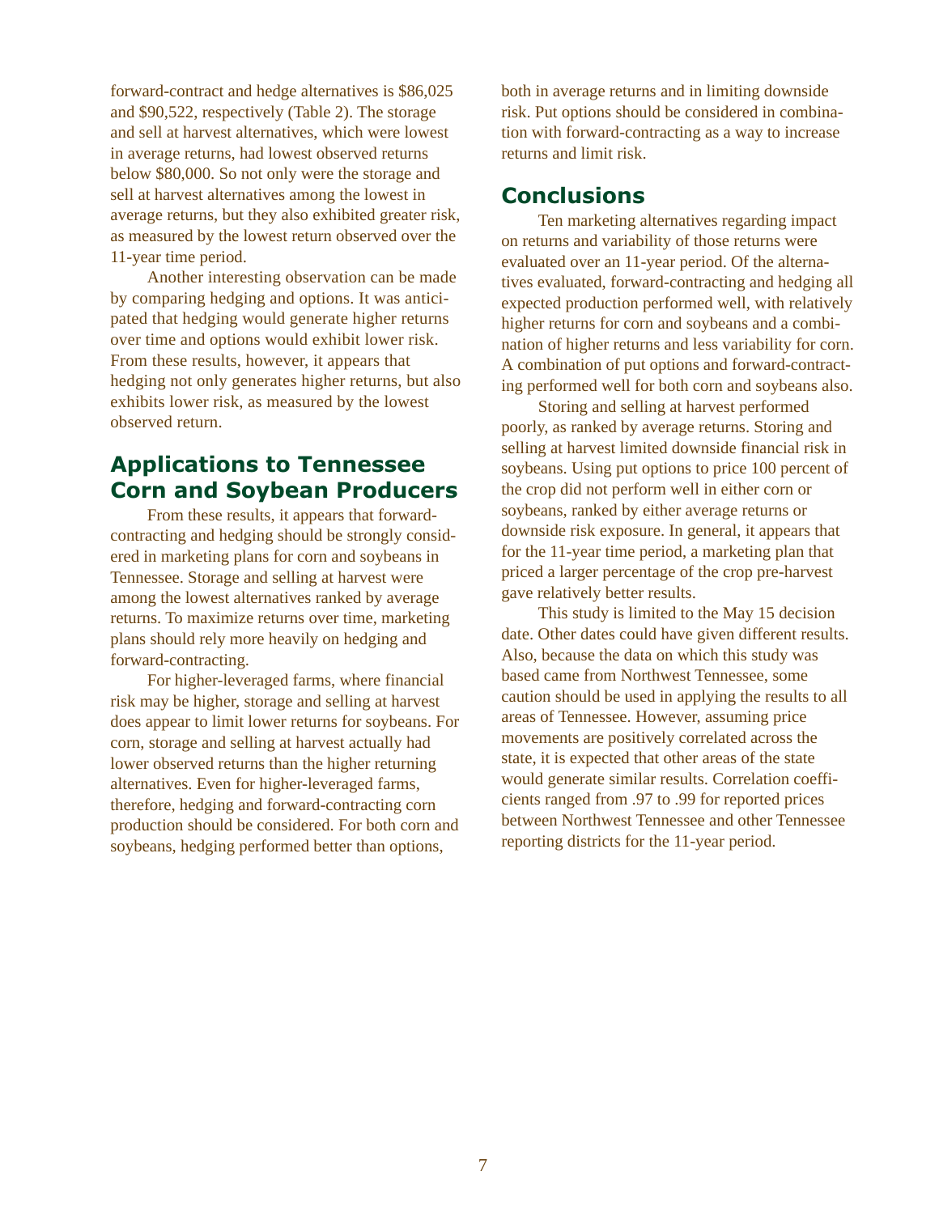forward-contract and hedge alternatives is $86,025 and $90,522, respectively (Table 2). The storage and sell at harvest alternatives, which were lowest in average returns, had lowest observed returns below $80,000. So not only were the storage and sell at harvest alternatives among the lowest in average returns, but they also exhibited greater risk, as measured by the lowest return observed over the 11-year time period.

Another interesting observation can be made by comparing hedging and options. It was anticipated that hedging would generate higher returns over time and options would exhibit lower risk. From these results, however, it appears that hedging not only generates higher returns, but also exhibits lower risk, as measured by the lowest observed return.

## Applications to Tennessee Corn and Soybean Producers

From these results, it appears that forward-contracting and hedging should be strongly considered in marketing plans for corn and soybeans in Tennessee. Storage and selling at harvest were among the lowest alternatives ranked by average returns. To maximize returns over time, marketing plans should rely more heavily on hedging and forward-contracting.

For higher-leveraged farms, where financial risk may be higher, storage and selling at harvest does appear to limit lower returns for soybeans. For corn, storage and selling at harvest actually had lower observed returns than the higher returning alternatives. Even for higher-leveraged farms, therefore, hedging and forward-contracting corn production should be considered. For both corn and soybeans, hedging performed better than options, both in average returns and in limiting downside risk. Put options should be considered in combination with forward-contracting as a way to increase returns and limit risk.

## Conclusions

Ten marketing alternatives regarding impact on returns and variability of those returns were evaluated over an 11-year period. Of the alternatives evaluated, forward-contracting and hedging all expected production performed well, with relatively higher returns for corn and soybeans and a combination of higher returns and less variability for corn. A combination of put options and forward-contracting performed well for both corn and soybeans also.

Storing and selling at harvest performed poorly, as ranked by average returns. Storing and selling at harvest limited downside financial risk in soybeans. Using put options to price 100 percent of the crop did not perform well in either corn or soybeans, ranked by either average returns or downside risk exposure. In general, it appears that for the 11-year time period, a marketing plan that priced a larger percentage of the crop pre-harvest gave relatively better results.

This study is limited to the May 15 decision date. Other dates could have given different results. Also, because the data on which this study was based came from Northwest Tennessee, some caution should be used in applying the results to all areas of Tennessee. However, assuming price movements are positively correlated across the state, it is expected that other areas of the state would generate similar results. Correlation coefficients ranged from .97 to .99 for reported prices between Northwest Tennessee and other Tennessee reporting districts for the 11-year period.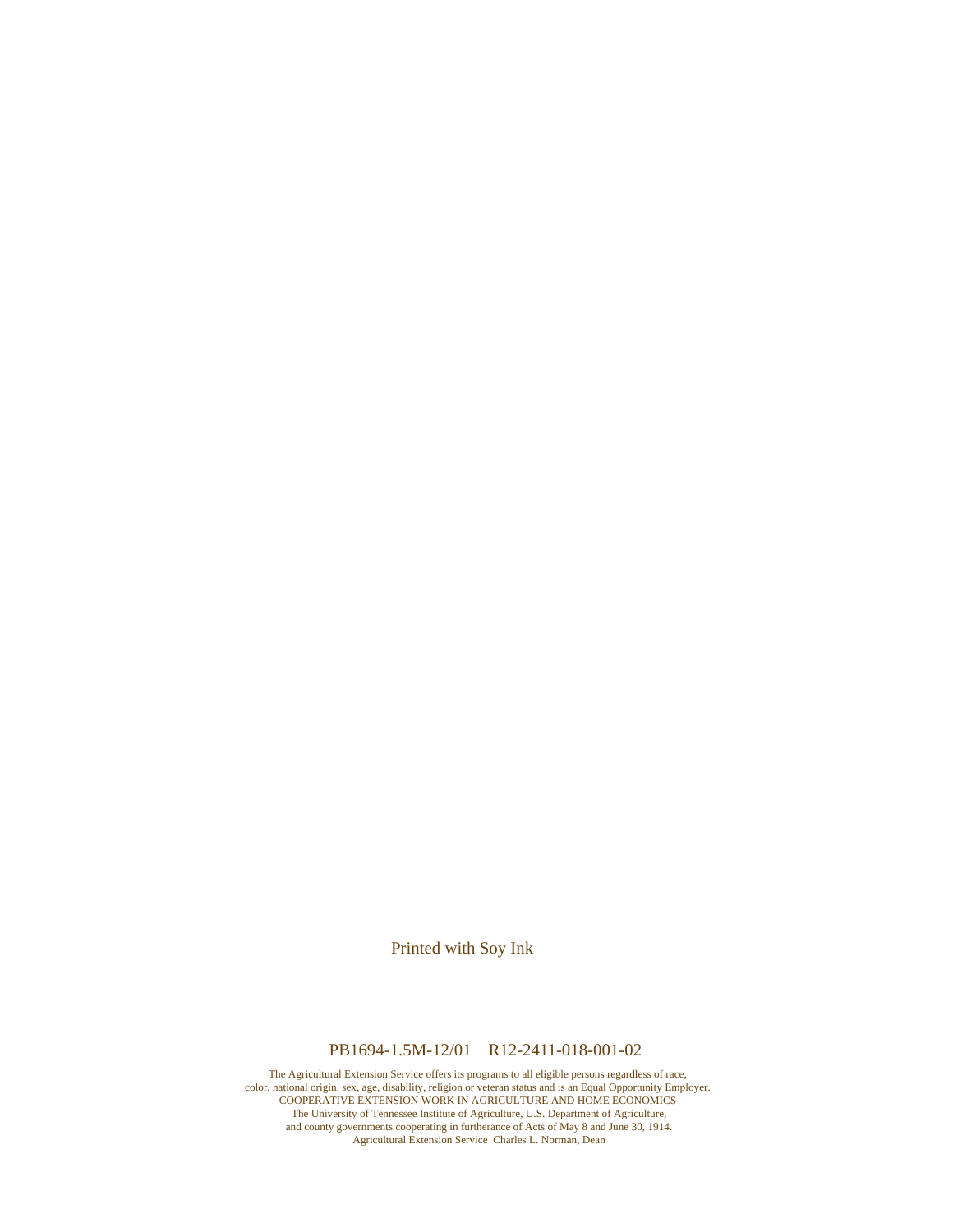Printed with Soy Ink

PB1694-1.5M-12/01 R12-2411-018-001-02

The Agricultural Extension Service offers its programs to all eligible persons regardless of race, color, national origin, sex, age, disability, religion or veteran status and is an Equal Opportunity Employer.
COOPERATIVE EXTENSION WORK IN AGRICULTURE AND HOME ECONOMICS
The University of Tennessee Institute of Agriculture, U.S. Department of Agriculture, and county governments cooperating in furtherance of Acts of May 8 and June 30, 1914.
Agricultural Extension Service Charles L. Norman, Dean